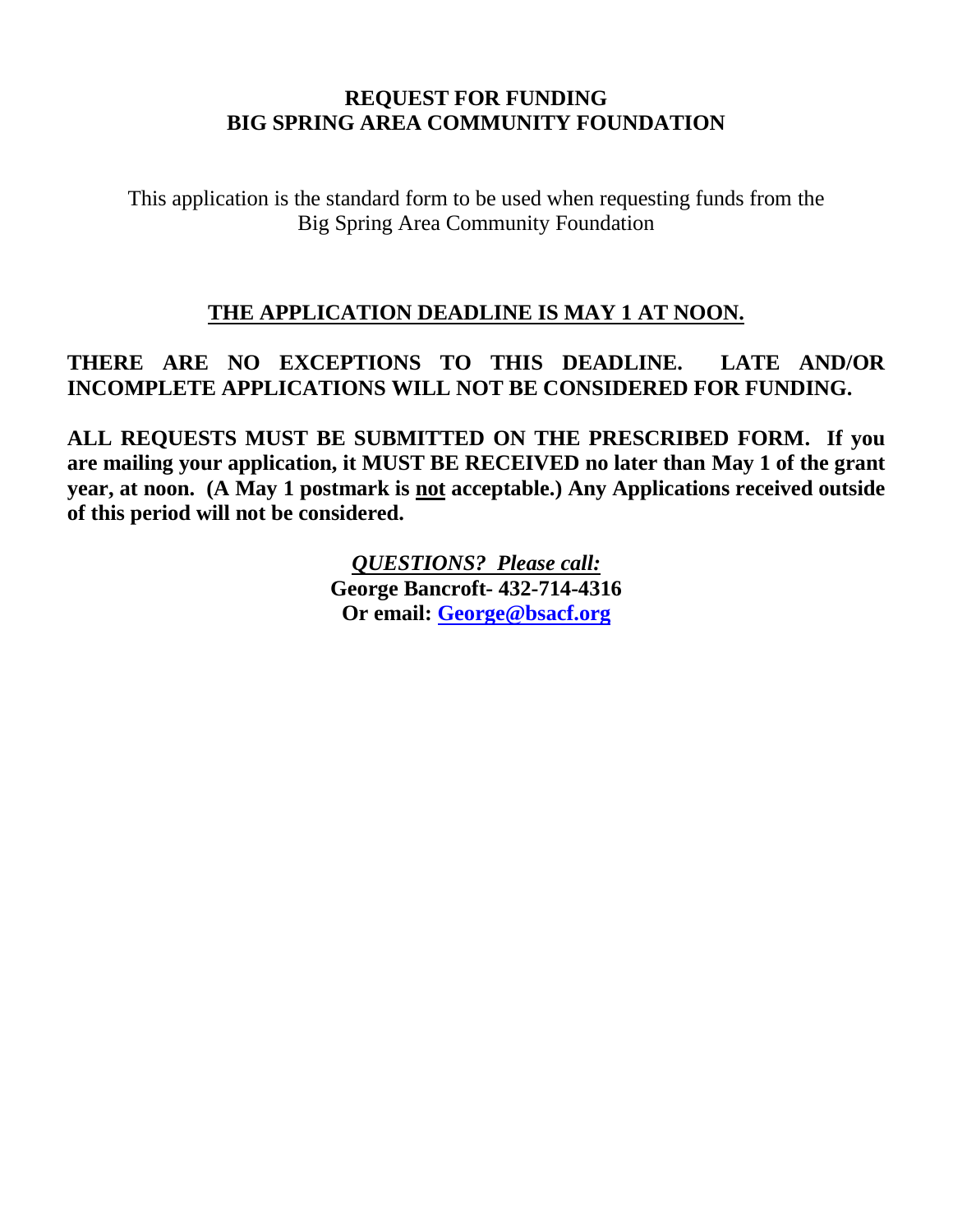# REQUEST FOR FUNDING
# BIG SPRING AREA COMMUNITY FOUNDATION

This application is the standard form to be used when requesting funds from the Big Spring Area Community Foundation

**<u>THE APPLICATION DEADLINE IS MAY 1 AT NOON.</u>**

**THERE ARE NO EXCEPTIONS TO THIS DEADLINE. LATE AND/OR INCOMPLETE APPLICATIONS WILL NOT BE CONSIDERED FOR FUNDING.**

**ALL REQUESTS MUST BE SUBMITTED ON THE PRESCRIBED FORM. If you are mailing your application, it MUST BE RECEIVED no later than May 1 of the grant year, at noon. (A May 1 postmark is <u>not</u> acceptable.) Any Applications received outside of this period will not be considered.**

***<u>QUESTIONS? Please call:</u>***
**George Bancroft- 432-714-4316**
**Or email: [George@bsacf.org](mailto:George@bsacf.org)**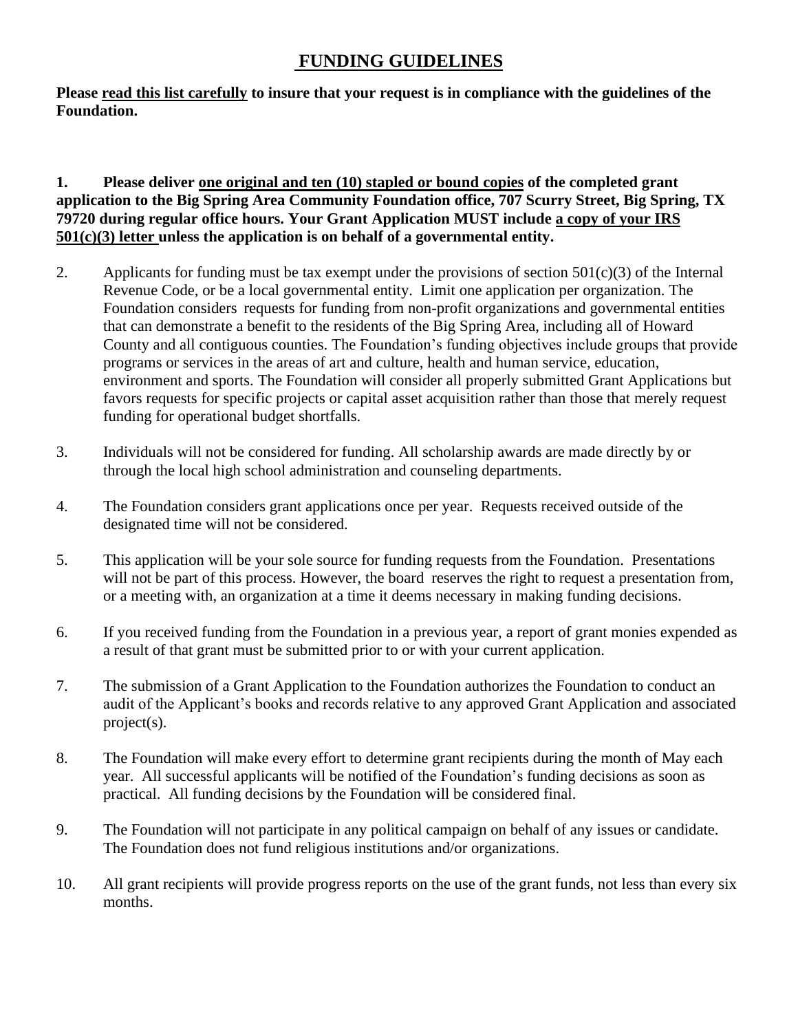# FUNDING GUIDELINES

**Please read this list carefully to insure that your request is in compliance with the guidelines of the Foundation.**

1. **Please deliver one original and ten (10) stapled or bound copies of the completed grant application to the Big Spring Area Community Foundation office, 707 Scurry Street, Big Spring, TX 79720 during regular office hours. Your Grant Application MUST include a copy of your IRS 501(c)(3) letter unless the application is on behalf of a governmental entity.**

2. Applicants for funding must be tax exempt under the provisions of section 501(c)(3) of the Internal Revenue Code, or be a local governmental entity. Limit one application per organization. The Foundation considers requests for funding from non-profit organizations and governmental entities that can demonstrate a benefit to the residents of the Big Spring Area, including all of Howard County and all contiguous counties. The Foundation's funding objectives include groups that provide programs or services in the areas of art and culture, health and human service, education, environment and sports. The Foundation will consider all properly submitted Grant Applications but favors requests for specific projects or capital asset acquisition rather than those that merely request funding for operational budget shortfalls.

3. Individuals will not be considered for funding. All scholarship awards are made directly by or through the local high school administration and counseling departments.

4. The Foundation considers grant applications once per year. Requests received outside of the designated time will not be considered.

5. This application will be your sole source for funding requests from the Foundation. Presentations will not be part of this process. However, the board reserves the right to request a presentation from, or a meeting with, an organization at a time it deems necessary in making funding decisions.

6. If you received funding from the Foundation in a previous year, a report of grant monies expended as a result of that grant must be submitted prior to or with your current application.

7. The submission of a Grant Application to the Foundation authorizes the Foundation to conduct an audit of the Applicant's books and records relative to any approved Grant Application and associated project(s).

8. The Foundation will make every effort to determine grant recipients during the month of May each year. All successful applicants will be notified of the Foundation's funding decisions as soon as practical. All funding decisions by the Foundation will be considered final.

9. The Foundation will not participate in any political campaign on behalf of any issues or candidate. The Foundation does not fund religious institutions and/or organizations.

10. All grant recipients will provide progress reports on the use of the grant funds, not less than every six months.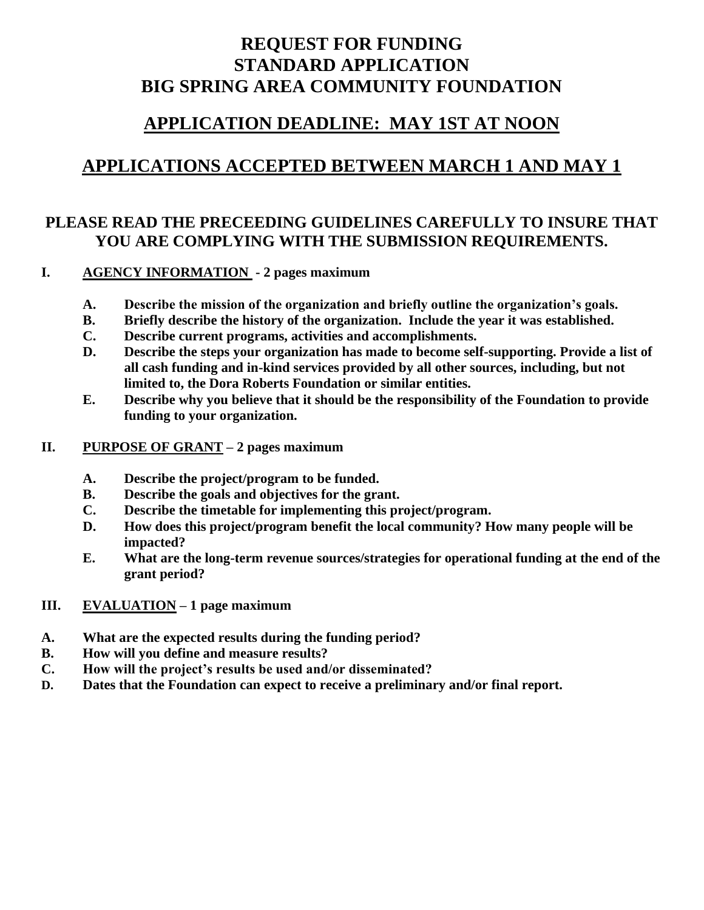# REQUEST FOR FUNDING
# STANDARD APPLICATION
# BIG SPRING AREA COMMUNITY FOUNDATION

## APPLICATION DEADLINE: MAY 1ST AT NOON

## APPLICATIONS ACCEPTED BETWEEN MARCH 1 AND MAY 1

### PLEASE READ THE PRECEEDING GUIDELINES CAREFULLY TO INSURE THAT YOU ARE COMPLYING WITH THE SUBMISSION REQUIREMENTS.

**I. AGENCY INFORMATION - 2 pages maximum**

- **A. Describe the mission of the organization and briefly outline the organization's goals.**
- **B. Briefly describe the history of the organization. Include the year it was established.**
- **C. Describe current programs, activities and accomplishments.**
- **D. Describe the steps your organization has made to become self-supporting. Provide a list of all cash funding and in-kind services provided by all other sources, including, but not limited to, the Dora Roberts Foundation or similar entities.**
- **E. Describe why you believe that it should be the responsibility of the Foundation to provide funding to your organization.**

**II. PURPOSE OF GRANT – 2 pages maximum**

- **A. Describe the project/program to be funded.**
- **B. Describe the goals and objectives for the grant.**
- **C. Describe the timetable for implementing this project/program.**
- **D. How does this project/program benefit the local community? How many people will be impacted?**
- **E. What are the long-term revenue sources/strategies for operational funding at the end of the grant period?**

**III. EVALUATION – 1 page maximum**

- **A. What are the expected results during the funding period?**
- **B. How will you define and measure results?**
- **C. How will the project's results be used and/or disseminated?**
- **D. Dates that the Foundation can expect to receive a preliminary and/or final report.**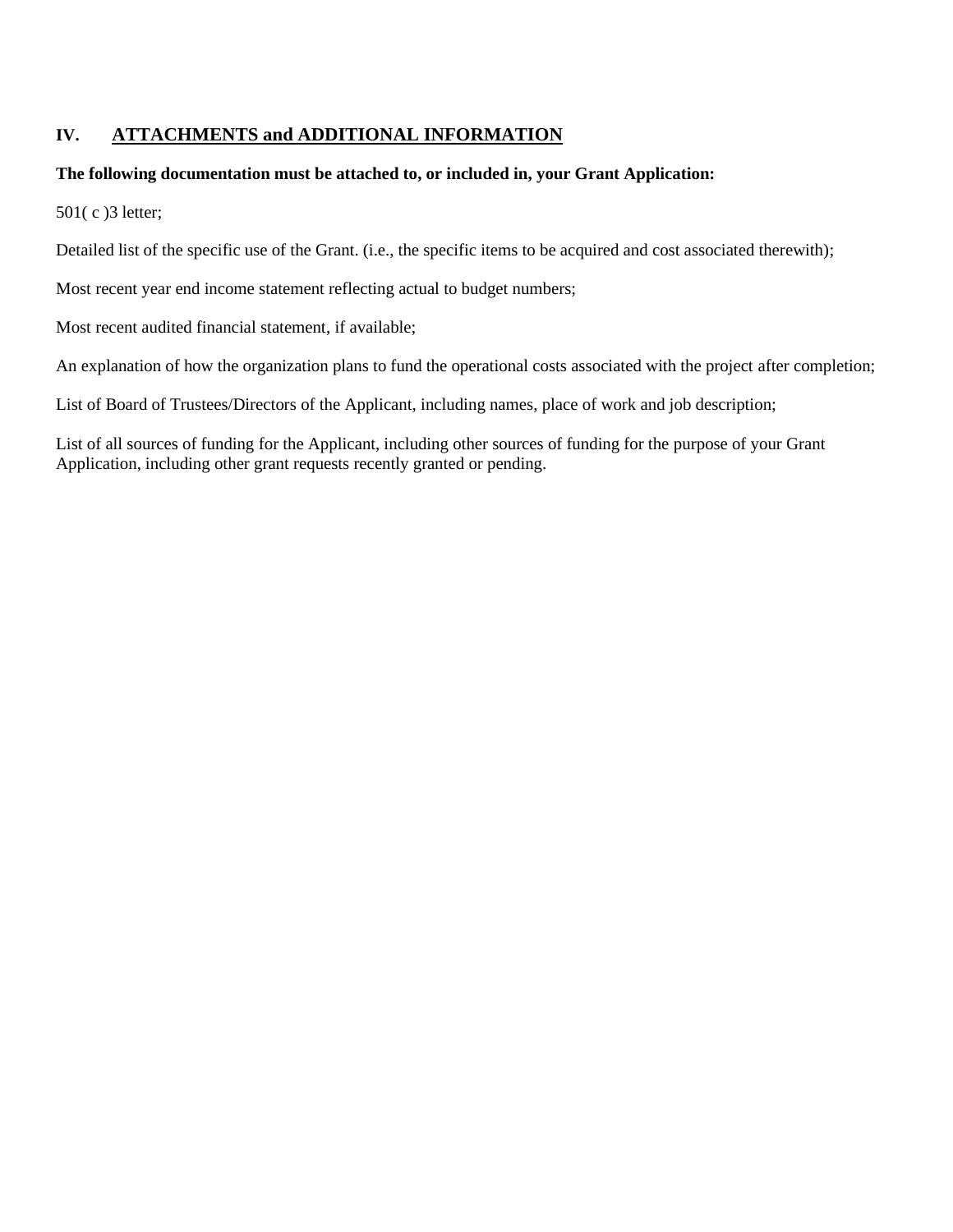## IV. <u>ATTACHMENTS and ADDITIONAL INFORMATION</u>

**The following documentation must be attached to, or included in, your Grant Application:**

501( c )3 letter;

Detailed list of the specific use of the Grant. (i.e., the specific items to be acquired and cost associated therewith);

Most recent year end income statement reflecting actual to budget numbers;

Most recent audited financial statement, if available;

An explanation of how the organization plans to fund the operational costs associated with the project after completion;

List of Board of Trustees/Directors of the Applicant, including names, place of work and job description;

List of all sources of funding for the Applicant, including other sources of funding for the purpose of your Grant Application, including other grant requests recently granted or pending.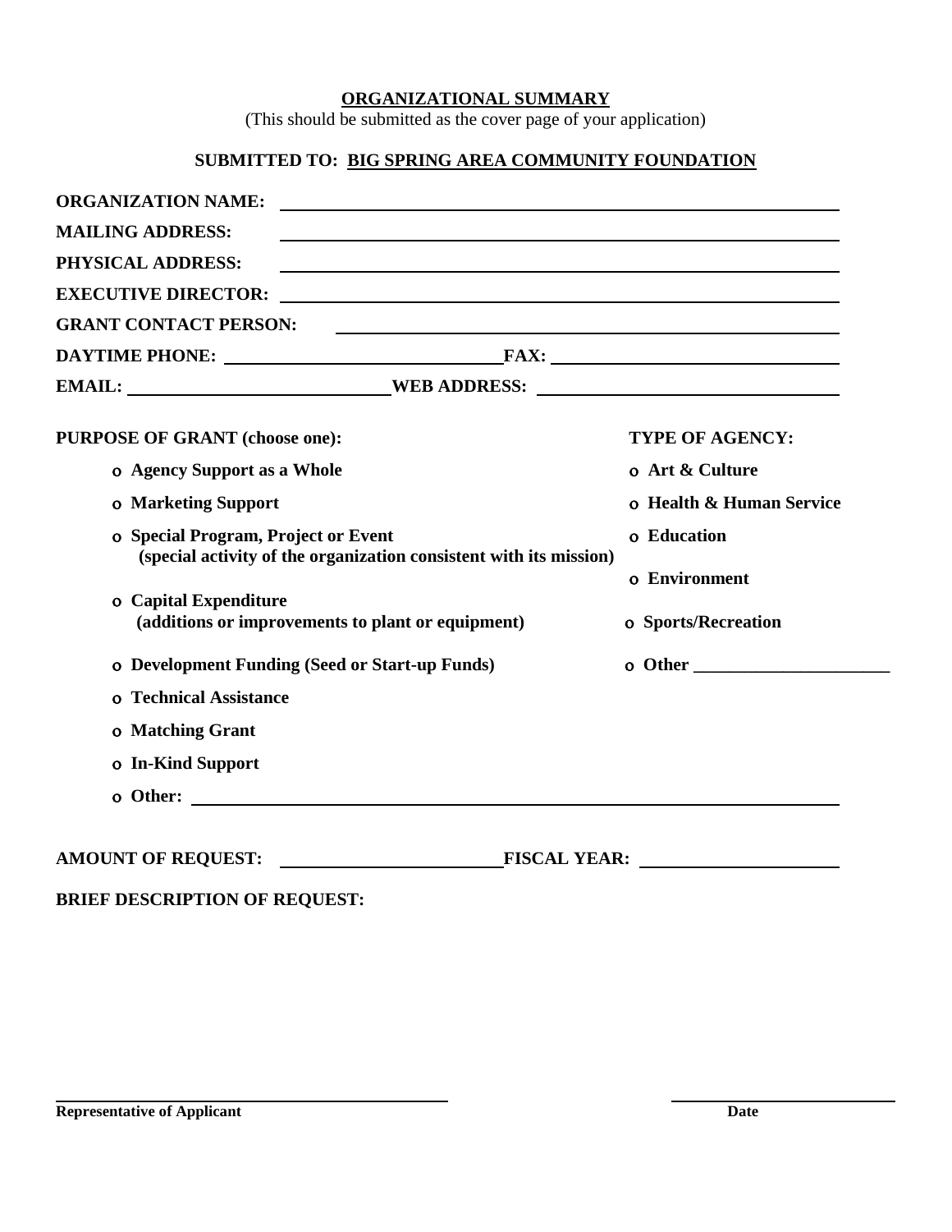## ORGANIZATIONAL SUMMARY

(This should be submitted as the cover page of your application)

**SUBMITTED TO: BIG SPRING AREA COMMUNITY FOUNDATION**

**ORGANIZATION NAME:** ______________________________

**MAILING ADDRESS:** ______________________________

**PHYSICAL ADDRESS:** ______________________________

**EXECUTIVE DIRECTOR:** ______________________________

**GRANT CONTACT PERSON:** ______________________________

**DAYTIME PHONE:** ______________________________ **FAX:** ______________________________

**EMAIL:** ______________________________ **WEB ADDRESS:** ______________________________

**PURPOSE OF GRANT (choose one):**

- o **Agency Support as a Whole**
- o **Marketing Support**
- o **Special Program, Project or Event**
  **(special activity of the organization consistent with its mission)**
- o **Capital Expenditure**
  **(additions or improvements to plant or equipment)**
- o **Development Funding (Seed or Start-up Funds)**
- o **Technical Assistance**
- o **Matching Grant**
- o **In-Kind Support**
- o **Other:** ______________________________

**TYPE OF AGENCY:**

- o **Art & Culture**
- o **Health & Human Service**
- o **Education**
- o **Environment**
- o **Sports/Recreation**
- o **Other** ______________________

**AMOUNT OF REQUEST:** ______________________________ **FISCAL YEAR:** ______________________________

**BRIEF DESCRIPTION OF REQUEST:**

______________________________ ______________________________

**Representative of Applicant** **Date**